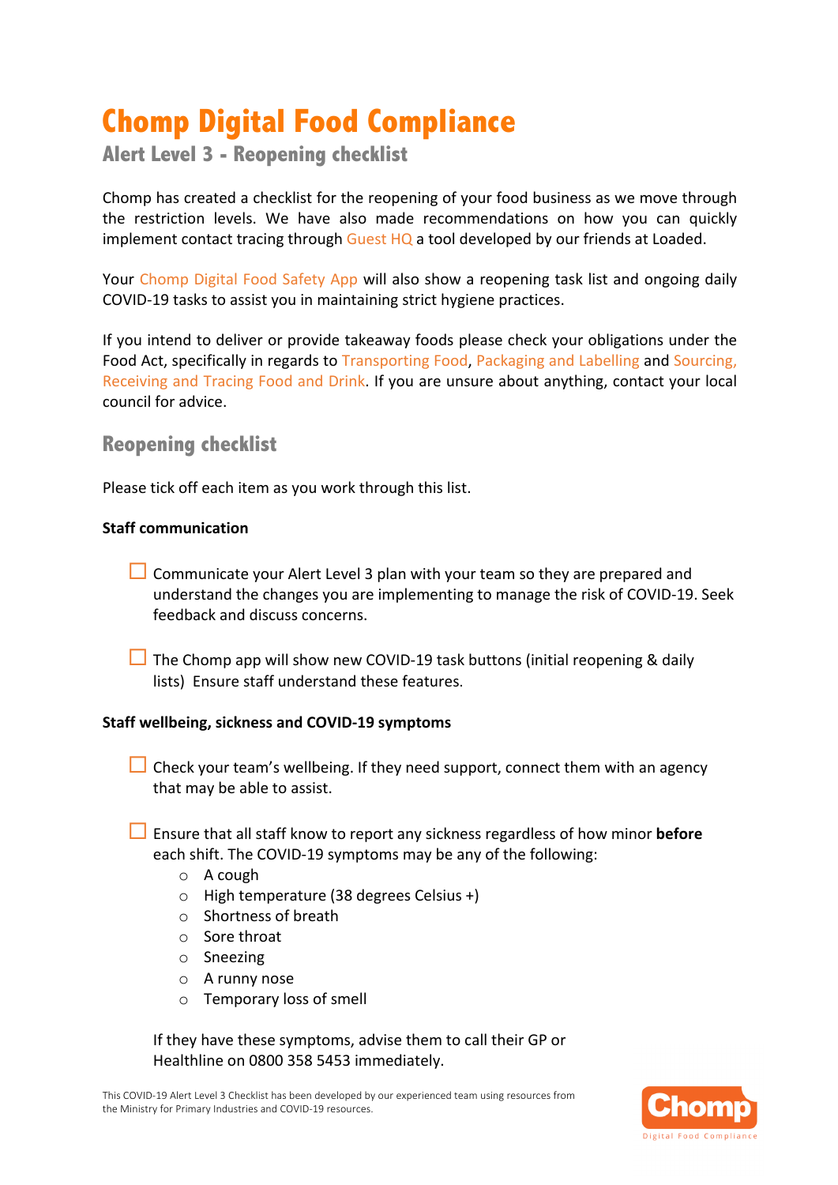# Chomp Digital Food Compliance

## Alert Level 3 - Reopening checklist

Chomp has created a checklist for the reopening of your food business as we move through the restriction levels. We have also made recommendations on how you can quickly implement contact tracing through Guest HQ a tool developed by our friends at Loaded.

Your Chomp Digital Food Safety App will also show a reopening task list and ongoing daily COVID-19 tasks to assist you in maintaining strict hygiene practices.

If you intend to deliver or provide takeaway foods please check your obligations under the Food Act, specifically in regards to Transporting Food, Packaging and Labelling and Sourcing, Receiving and Tracing Food and Drink. If you are unsure about anything, contact your local council for advice.

## Reopening checklist

Please tick off each item as you work through this list.

**Staff communication**

- ☐ Communicate your Alert Level 3 plan with your team so they are prepared and understand the changes you are implementing to manage the risk of COVID-19. Seek feedback and discuss concerns.

- ☐ The Chomp app will show new COVID-19 task buttons (initial reopening & daily lists) Ensure staff understand these features.

**Staff wellbeing, sickness and COVID-19 symptoms**

- ☐ Check your team's wellbeing. If they need support, connect them with an agency that may be able to assist.

- ☐ Ensure that all staff know to report any sickness regardless of how minor **before** each shift. The COVID-19 symptoms may be any of the following:
  - A cough
  - High temperature (38 degrees Celsius +)
  - Shortness of breath
  - Sore throat
  - Sneezing
  - A runny nose
  - Temporary loss of smell

  If they have these symptoms, advise them to call their GP or Healthline on 0800 358 5453 immediately.

This COVID-19 Alert Level 3 Checklist has been developed by our experienced team using resources from the Ministry for Primary Industries and COVID-19 resources.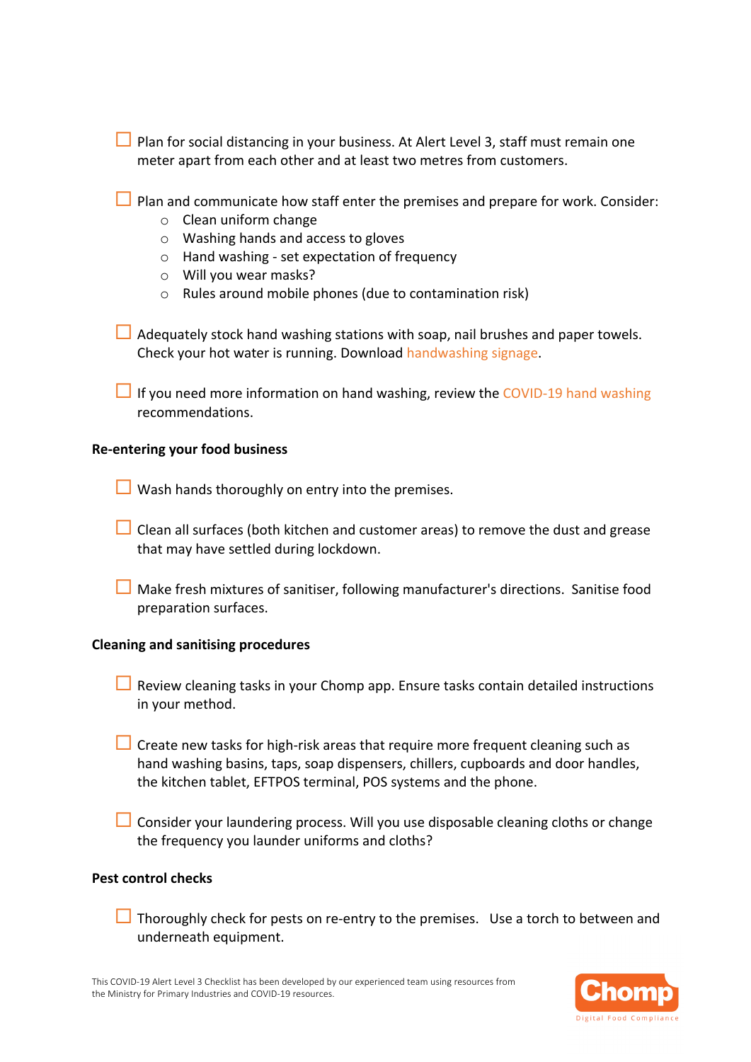- [ ] Plan for social distancing in your business. At Alert Level 3, staff must remain one meter apart from each other and at least two metres from customers.

- [ ] Plan and communicate how staff enter the premises and prepare for work. Consider:
    - Clean uniform change
    - Washing hands and access to gloves
    - Hand washing - set expectation of frequency
    - Will you wear masks?
    - Rules around mobile phones (due to contamination risk)

- [ ] Adequately stock hand washing stations with soap, nail brushes and paper towels. Check your hot water is running. Download handwashing signage.

- [ ] If you need more information on hand washing, review the COVID-19 hand washing recommendations.

**Re-entering your food business**

- [ ] Wash hands thoroughly on entry into the premises.

- [ ] Clean all surfaces (both kitchen and customer areas) to remove the dust and grease that may have settled during lockdown.

- [ ] Make fresh mixtures of sanitiser, following manufacturer's directions. Sanitise food preparation surfaces.

**Cleaning and sanitising procedures**

- [ ] Review cleaning tasks in your Chomp app. Ensure tasks contain detailed instructions in your method.

- [ ] Create new tasks for high-risk areas that require more frequent cleaning such as hand washing basins, taps, soap dispensers, chillers, cupboards and door handles, the kitchen tablet, EFTPOS terminal, POS systems and the phone.

- [ ] Consider your laundering process. Will you use disposable cleaning cloths or change the frequency you launder uniforms and cloths?

**Pest control checks**

- [ ] Thoroughly check for pests on re-entry to the premises. Use a torch to between and underneath equipment.

This COVID-19 Alert Level 3 Checklist has been developed by our experienced team using resources from the Ministry for Primary Industries and COVID-19 resources.

Chomp
Digital Food Compliance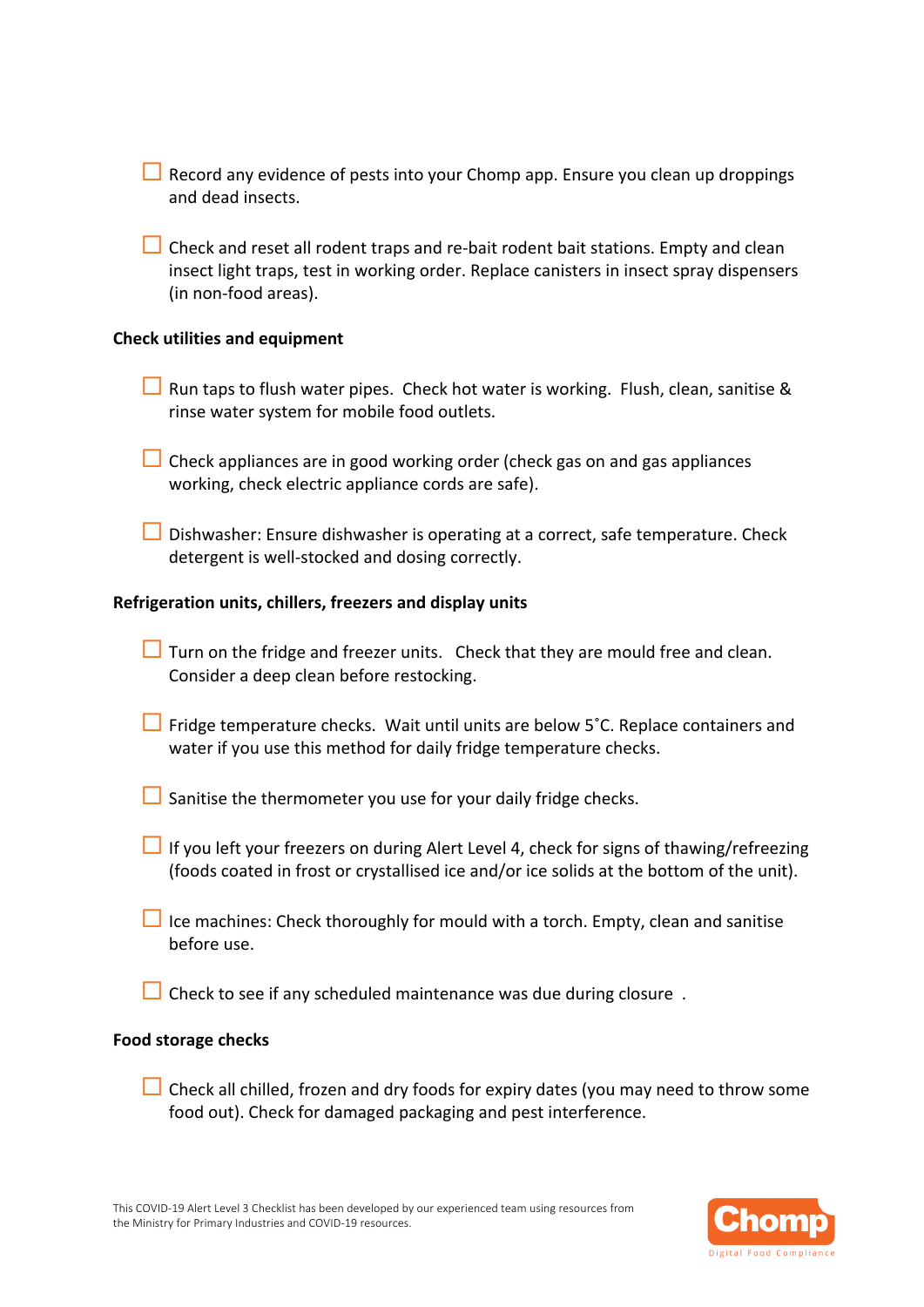- [ ] Record any evidence of pests into your Chomp app. Ensure you clean up droppings and dead insects.

- [ ] Check and reset all rodent traps and re-bait rodent bait stations. Empty and clean insect light traps, test in working order. Replace canisters in insect spray dispensers (in non-food areas).

**Check utilities and equipment**

- [ ] Run taps to flush water pipes. Check hot water is working. Flush, clean, sanitise & rinse water system for mobile food outlets.

- [ ] Check appliances are in good working order (check gas on and gas appliances working, check electric appliance cords are safe).

- [ ] Dishwasher: Ensure dishwasher is operating at a correct, safe temperature. Check detergent is well-stocked and dosing correctly.

**Refrigeration units, chillers, freezers and display units**

- [ ] Turn on the fridge and freezer units. Check that they are mould free and clean. Consider a deep clean before restocking.

- [ ] Fridge temperature checks. Wait until units are below 5˚C. Replace containers and water if you use this method for daily fridge temperature checks.

- [ ] Sanitise the thermometer you use for your daily fridge checks.

- [ ] If you left your freezers on during Alert Level 4, check for signs of thawing/refreezing (foods coated in frost or crystallised ice and/or ice solids at the bottom of the unit).

- [ ] Ice machines: Check thoroughly for mould with a torch. Empty, clean and sanitise before use.

- [ ] Check to see if any scheduled maintenance was due during closure .

**Food storage checks**

- [ ] Check all chilled, frozen and dry foods for expiry dates (you may need to throw some food out). Check for damaged packaging and pest interference.

This COVID-19 Alert Level 3 Checklist has been developed by our experienced team using resources from the Ministry for Primary Industries and COVID-19 resources.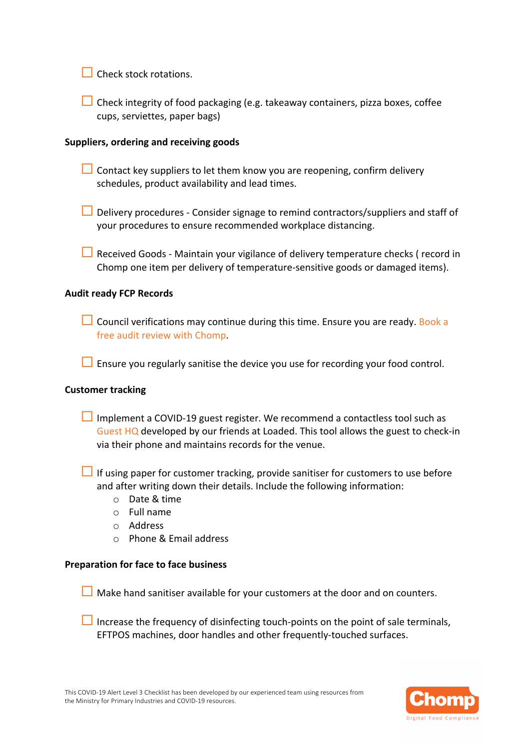- [ ] Check stock rotations.

- [ ] Check integrity of food packaging (e.g. takeaway containers, pizza boxes, coffee cups, serviettes, paper bags)

**Suppliers, ordering and receiving goods**

- [ ] Contact key suppliers to let them know you are reopening, confirm delivery schedules, product availability and lead times.

- [ ] Delivery procedures - Consider signage to remind contractors/suppliers and staff of your procedures to ensure recommended workplace distancing.

- [ ] Received Goods - Maintain your vigilance of delivery temperature checks ( record in Chomp one item per delivery of temperature-sensitive goods or damaged items).

**Audit ready FCP Records**

- [ ] Council verifications may continue during this time. Ensure you are ready. Book a free audit review with Chomp.

- [ ] Ensure you regularly sanitise the device you use for recording your food control.

**Customer tracking**

- [ ] Implement a COVID-19 guest register. We recommend a contactless tool such as Guest HQ developed by our friends at Loaded. This tool allows the guest to check-in via their phone and maintains records for the venue.

- [ ] If using paper for customer tracking, provide sanitiser for customers to use before and after writing down their details. Include the following information:
  - Date & time
  - Full name
  - Address
  - Phone & Email address

**Preparation for face to face business**

- [ ] Make hand sanitiser available for your customers at the door and on counters.

- [ ] Increase the frequency of disinfecting touch-points on the point of sale terminals, EFTPOS machines, door handles and other frequently-touched surfaces.

This COVID-19 Alert Level 3 Checklist has been developed by our experienced team using resources from the Ministry for Primary Industries and COVID-19 resources.

Chomp
Digital Food Compliance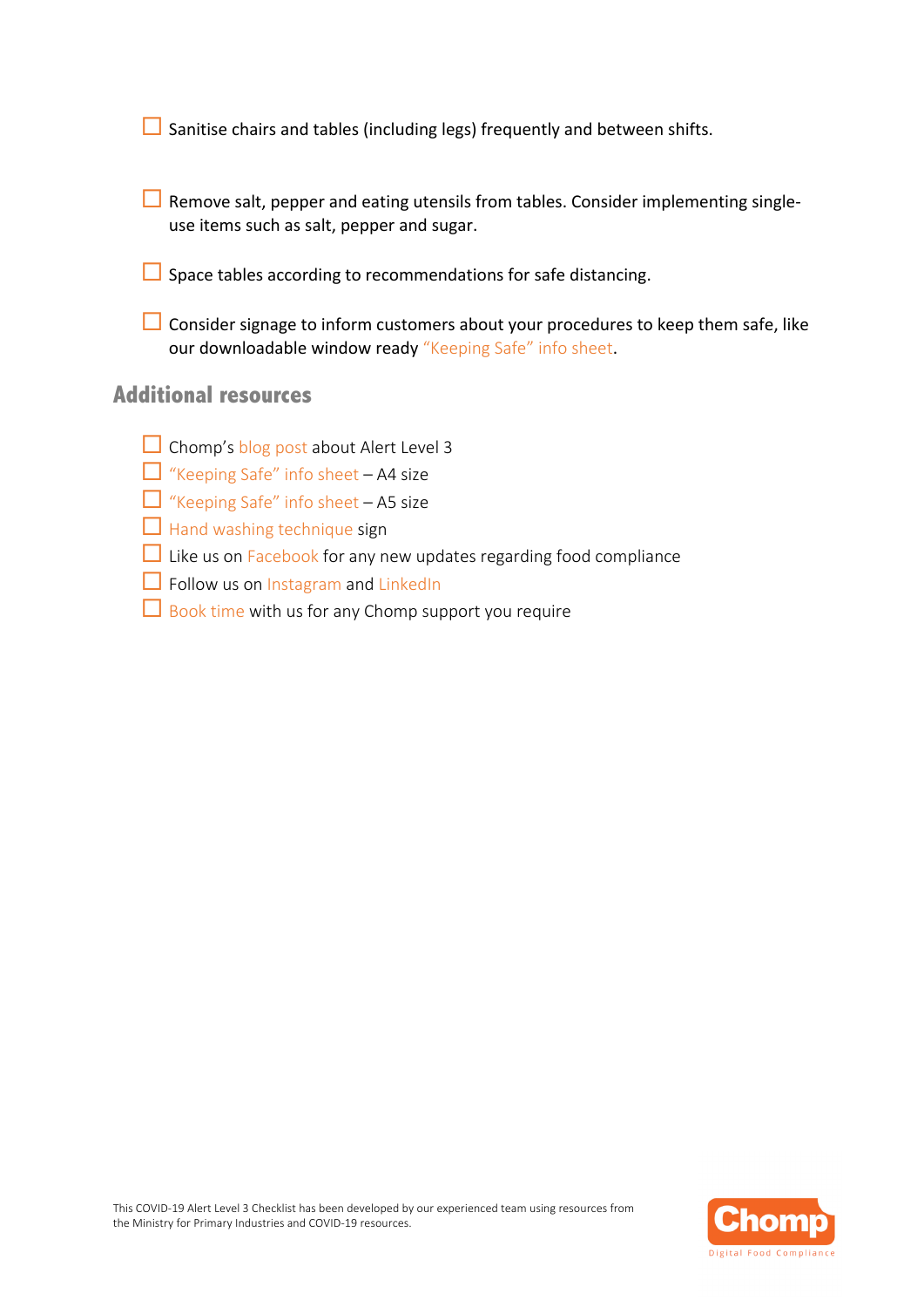- [ ] Sanitise chairs and tables (including legs) frequently and between shifts.

- [ ] Remove salt, pepper and eating utensils from tables. Consider implementing single-use items such as salt, pepper and sugar.

- [ ] Space tables according to recommendations for safe distancing.

- [ ] Consider signage to inform customers about your procedures to keep them safe, like our downloadable window ready "Keeping Safe" info sheet.

## Additional resources

- [ ] Chomp's blog post about Alert Level 3
- [ ] "Keeping Safe" info sheet – A4 size
- [ ] "Keeping Safe" info sheet – A5 size
- [ ] Hand washing technique sign
- [ ] Like us on Facebook for any new updates regarding food compliance
- [ ] Follow us on Instagram and LinkedIn
- [ ] Book time with us for any Chomp support you require

This COVID-19 Alert Level 3 Checklist has been developed by our experienced team using resources from the Ministry for Primary Industries and COVID-19 resources.

Chomp
Digital Food Compliance